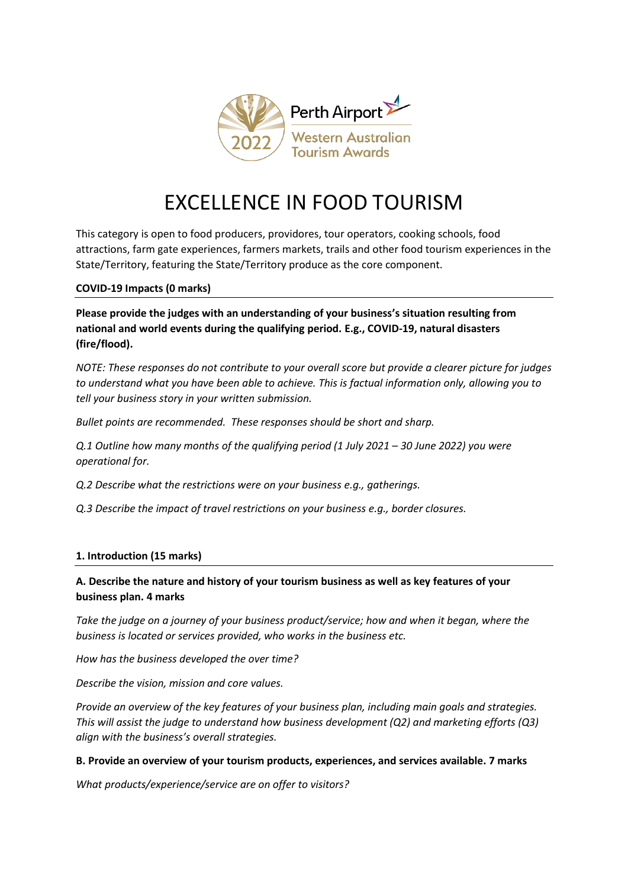Perth Airport Western Australian Tourism Awards 2022

# EXCELLENCE IN FOOD TOURISM

This category is open to food producers, providores, tour operators, cooking schools, food attractions, farm gate experiences, farmers markets, trails and other food tourism experiences in the State/Territory, featuring the State/Territory produce as the core component.

## COVID-19 Impacts (0 marks)

**Please provide the judges with an understanding of your business's situation resulting from national and world events during the qualifying period. E.g., COVID-19, natural disasters (fire/flood).**

*NOTE: These responses do not contribute to your overall score but provide a clearer picture for judges to understand what you have been able to achieve. This is factual information only, allowing you to tell your business story in your written submission.*

*Bullet points are recommended. These responses should be short and sharp.*

*Q.1 Outline how many months of the qualifying period (1 July 2021 – 30 June 2022) you were operational for.*

*Q.2 Describe what the restrictions were on your business e.g., gatherings.*

*Q.3 Describe the impact of travel restrictions on your business e.g., border closures.*

## 1. Introduction (15 marks)

**A. Describe the nature and history of your tourism business as well as key features of your business plan. 4 marks**

*Take the judge on a journey of your business product/service; how and when it began, where the business is located or services provided, who works in the business etc.*

*How has the business developed the over time?*

*Describe the vision, mission and core values.*

*Provide an overview of the key features of your business plan, including main goals and strategies. This will assist the judge to understand how business development (Q2) and marketing efforts (Q3) align with the business's overall strategies.*

**B. Provide an overview of your tourism products, experiences, and services available. 7 marks**

*What products/experience/service are on offer to visitors?*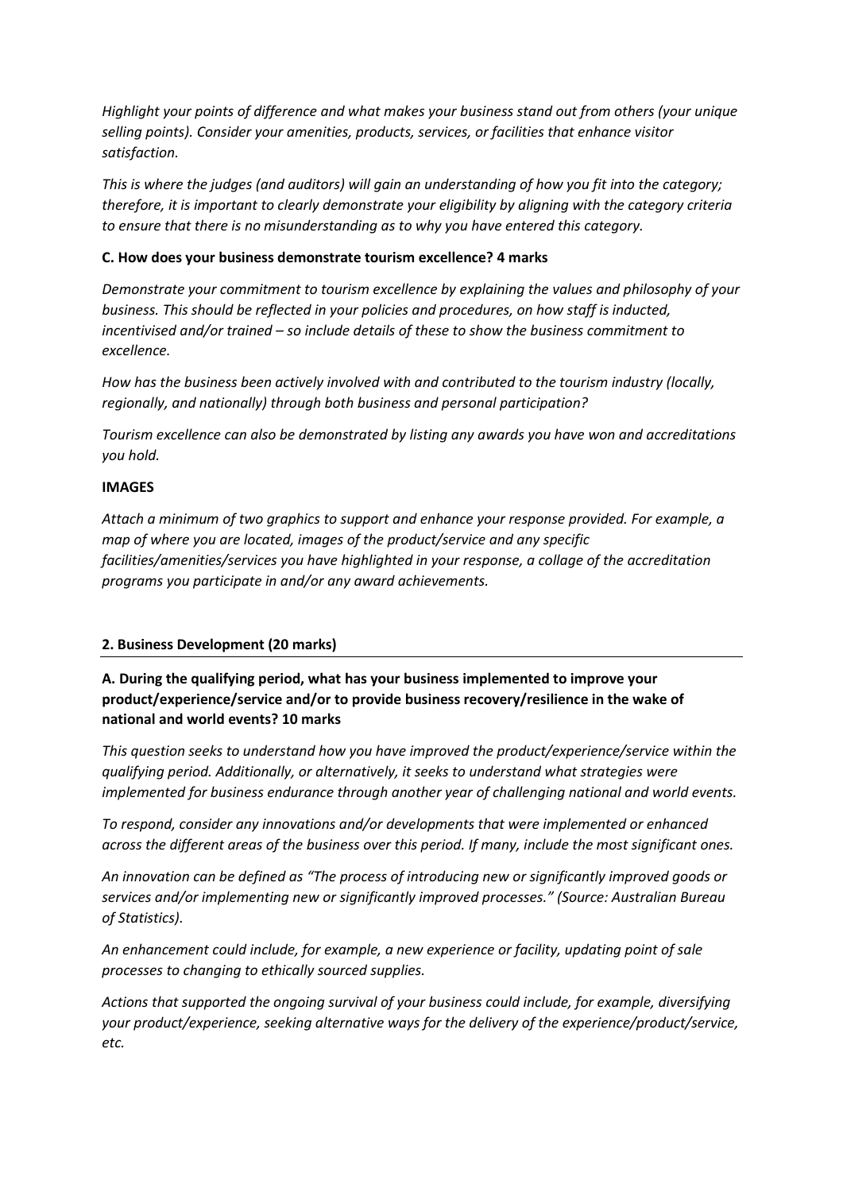*Highlight your points of difference and what makes your business stand out from others (your unique selling points). Consider your amenities, products, services, or facilities that enhance visitor satisfaction.*

*This is where the judges (and auditors) will gain an understanding of how you fit into the category; therefore, it is important to clearly demonstrate your eligibility by aligning with the category criteria to ensure that there is no misunderstanding as to why you have entered this category.*

**C. How does your business demonstrate tourism excellence? 4 marks**

*Demonstrate your commitment to tourism excellence by explaining the values and philosophy of your business. This should be reflected in your policies and procedures, on how staff is inducted, incentivised and/or trained – so include details of these to show the business commitment to excellence.*

*How has the business been actively involved with and contributed to the tourism industry (locally, regionally, and nationally) through both business and personal participation?*

*Tourism excellence can also be demonstrated by listing any awards you have won and accreditations you hold.*

**IMAGES**

*Attach a minimum of two graphics to support and enhance your response provided. For example, a map of where you are located, images of the product/service and any specific facilities/amenities/services you have highlighted in your response, a collage of the accreditation programs you participate in and/or any award achievements.*

## 2. Business Development (20 marks)

**A. During the qualifying period, what has your business implemented to improve your product/experience/service and/or to provide business recovery/resilience in the wake of national and world events? 10 marks**

*This question seeks to understand how you have improved the product/experience/service within the qualifying period. Additionally, or alternatively, it seeks to understand what strategies were implemented for business endurance through another year of challenging national and world events.*

*To respond, consider any innovations and/or developments that were implemented or enhanced across the different areas of the business over this period. If many, include the most significant ones.*

*An innovation can be defined as "The process of introducing new or significantly improved goods or services and/or implementing new or significantly improved processes." (Source: Australian Bureau of Statistics).*

*An enhancement could include, for example, a new experience or facility, updating point of sale processes to changing to ethically sourced supplies.*

*Actions that supported the ongoing survival of your business could include, for example, diversifying your product/experience, seeking alternative ways for the delivery of the experience/product/service, etc.*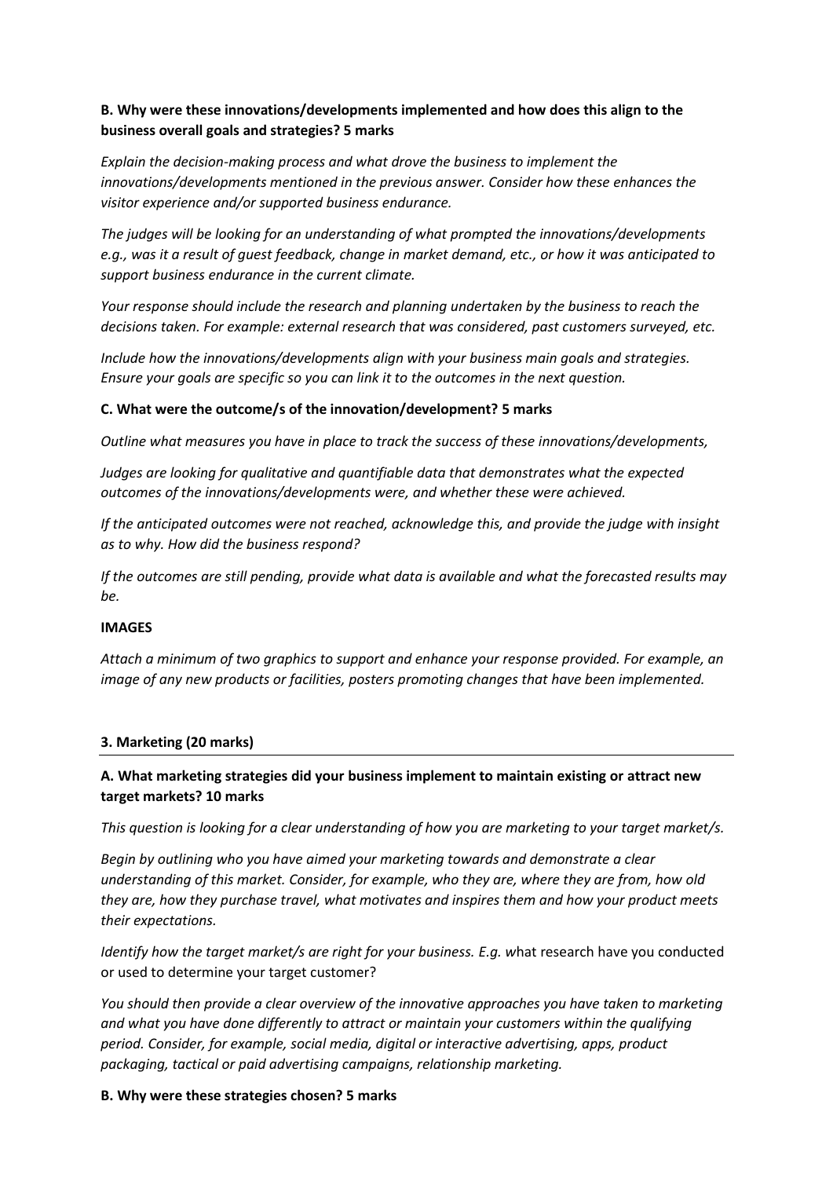**B. Why were these innovations/developments implemented and how does this align to the business overall goals and strategies? 5 marks**

*Explain the decision-making process and what drove the business to implement the innovations/developments mentioned in the previous answer. Consider how these enhances the visitor experience and/or supported business endurance.*

*The judges will be looking for an understanding of what prompted the innovations/developments e.g., was it a result of guest feedback, change in market demand, etc., or how it was anticipated to support business endurance in the current climate.*

*Your response should include the research and planning undertaken by the business to reach the decisions taken. For example: external research that was considered, past customers surveyed, etc.*

*Include how the innovations/developments align with your business main goals and strategies. Ensure your goals are specific so you can link it to the outcomes in the next question.*

**C. What were the outcome/s of the innovation/development? 5 marks**

*Outline what measures you have in place to track the success of these innovations/developments,*

*Judges are looking for qualitative and quantifiable data that demonstrates what the expected outcomes of the innovations/developments were, and whether these were achieved.*

*If the anticipated outcomes were not reached, acknowledge this, and provide the judge with insight as to why. How did the business respond?*

*If the outcomes are still pending, provide what data is available and what the forecasted results may be.*

**IMAGES**

*Attach a minimum of two graphics to support and enhance your response provided. For example, an image of any new products or facilities, posters promoting changes that have been implemented.*

## 3. Marketing (20 marks)

**A. What marketing strategies did your business implement to maintain existing or attract new target markets? 10 marks**

*This question is looking for a clear understanding of how you are marketing to your target market/s.*

*Begin by outlining who you have aimed your marketing towards and demonstrate a clear understanding of this market. Consider, for example, who they are, where they are from, how old they are, how they purchase travel, what motivates and inspires them and how your product meets their expectations.*

*Identify how the target market/s are right for your business. E.g. w*hat research have you conducted or used to determine your target customer?

*You should then provide a clear overview of the innovative approaches you have taken to marketing and what you have done differently to attract or maintain your customers within the qualifying period. Consider, for example, social media, digital or interactive advertising, apps, product packaging, tactical or paid advertising campaigns, relationship marketing.*

**B. Why were these strategies chosen? 5 marks**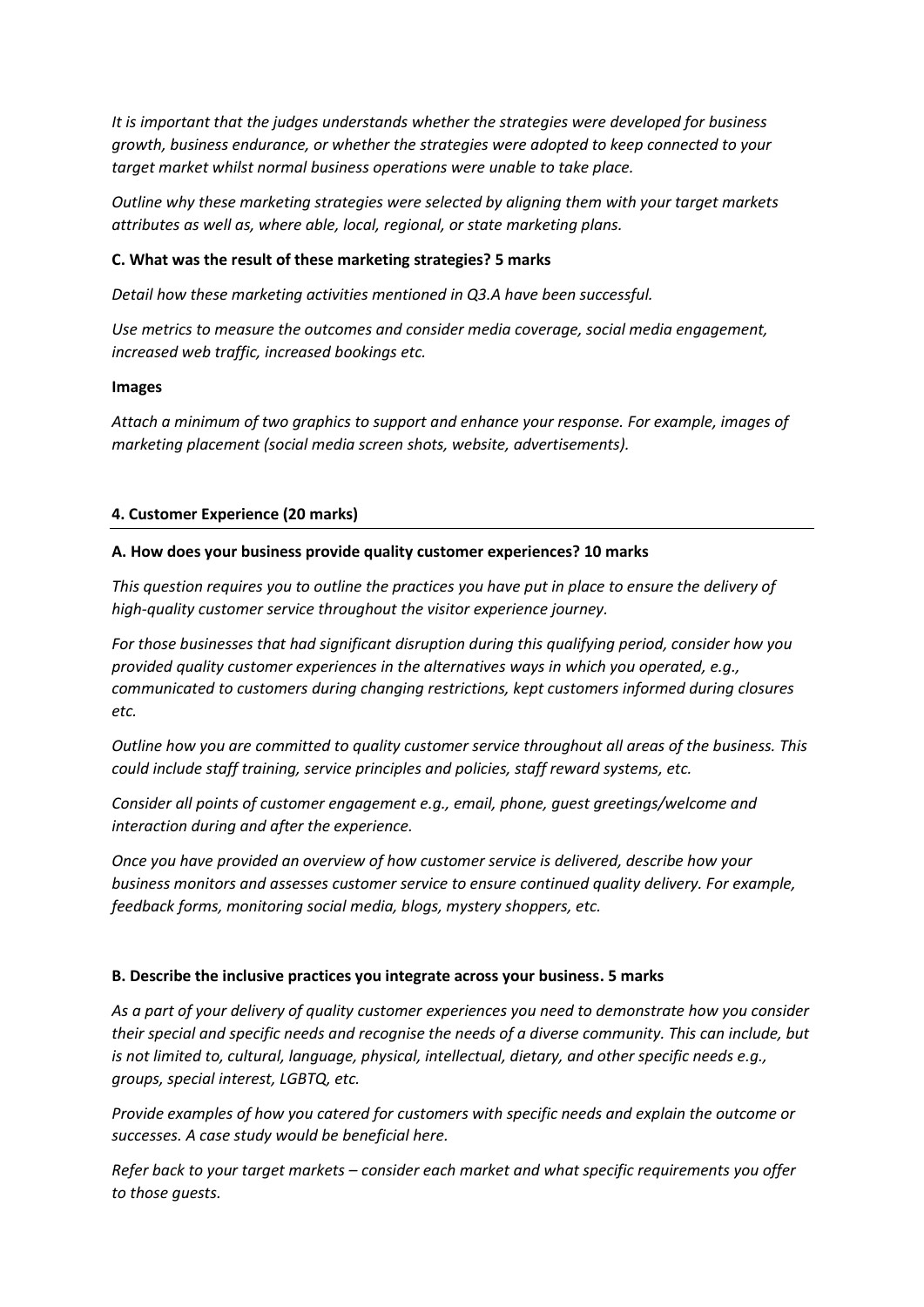*It is important that the judges understands whether the strategies were developed for business growth, business endurance, or whether the strategies were adopted to keep connected to your target market whilst normal business operations were unable to take place.*

*Outline why these marketing strategies were selected by aligning them with your target markets attributes as well as, where able, local, regional, or state marketing plans.*

**C. What was the result of these marketing strategies? 5 marks**

*Detail how these marketing activities mentioned in Q3.A have been successful.*

*Use metrics to measure the outcomes and consider media coverage, social media engagement, increased web traffic, increased bookings etc.*

**Images**

*Attach a minimum of two graphics to support and enhance your response. For example, images of marketing placement (social media screen shots, website, advertisements).*

**4. Customer Experience (20 marks)**

---

**A. How does your business provide quality customer experiences? 10 marks**

*This question requires you to outline the practices you have put in place to ensure the delivery of high-quality customer service throughout the visitor experience journey.*

*For those businesses that had significant disruption during this qualifying period, consider how you provided quality customer experiences in the alternatives ways in which you operated, e.g., communicated to customers during changing restrictions, kept customers informed during closures etc.*

*Outline how you are committed to quality customer service throughout all areas of the business. This could include staff training, service principles and policies, staff reward systems, etc.*

*Consider all points of customer engagement e.g., email, phone, guest greetings/welcome and interaction during and after the experience.*

*Once you have provided an overview of how customer service is delivered, describe how your business monitors and assesses customer service to ensure continued quality delivery. For example, feedback forms, monitoring social media, blogs, mystery shoppers, etc.*

**B. Describe the inclusive practices you integrate across your business. 5 marks**

*As a part of your delivery of quality customer experiences you need to demonstrate how you consider their special and specific needs and recognise the needs of a diverse community. This can include, but is not limited to, cultural, language, physical, intellectual, dietary, and other specific needs e.g., groups, special interest, LGBTQ, etc.*

*Provide examples of how you catered for customers with specific needs and explain the outcome or successes. A case study would be beneficial here.*

*Refer back to your target markets – consider each market and what specific requirements you offer to those guests.*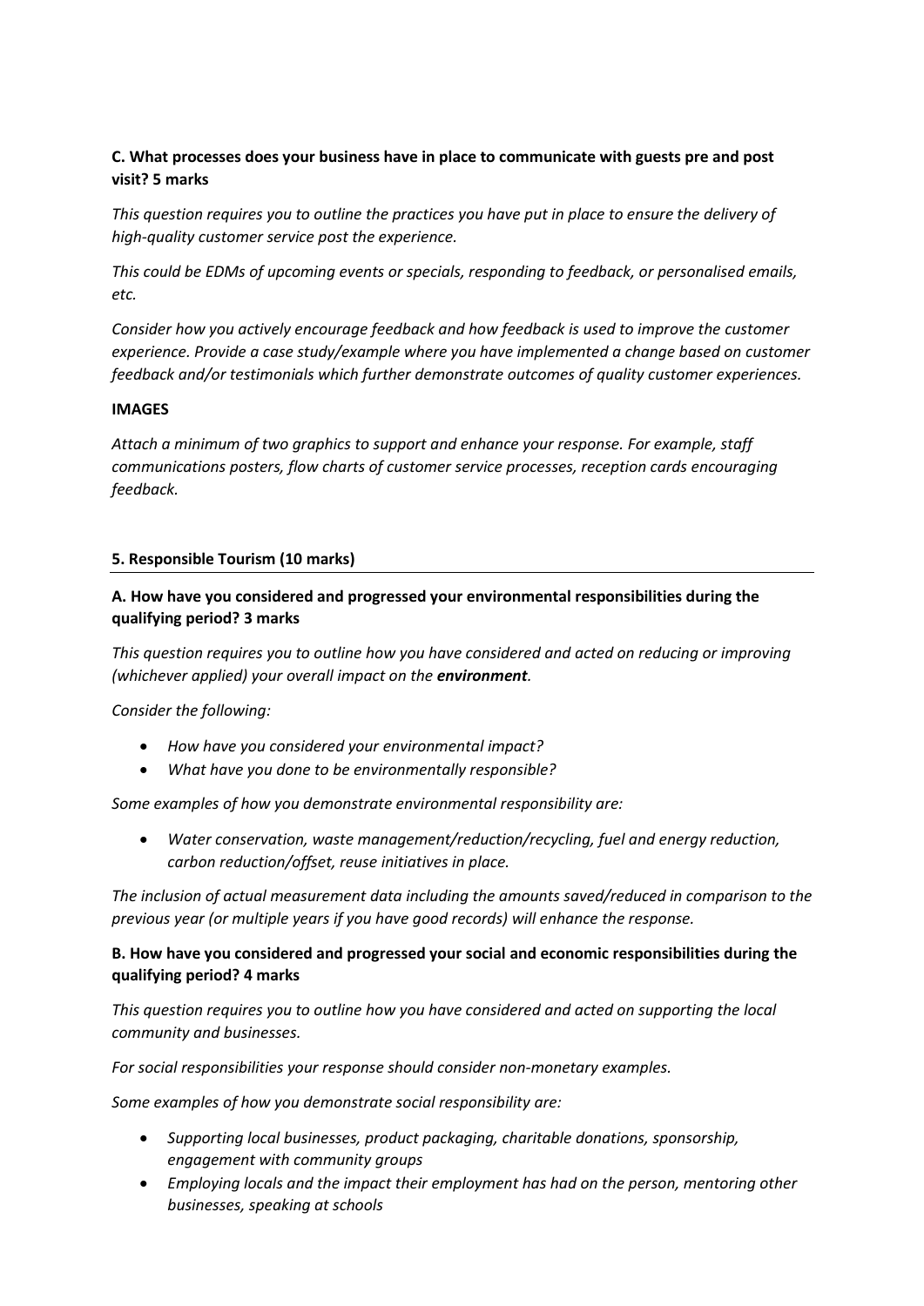**C. What processes does your business have in place to communicate with guests pre and post visit? 5 marks**

*This question requires you to outline the practices you have put in place to ensure the delivery of high-quality customer service post the experience.*

*This could be EDMs of upcoming events or specials, responding to feedback, or personalised emails, etc.*

*Consider how you actively encourage feedback and how feedback is used to improve the customer experience. Provide a case study/example where you have implemented a change based on customer feedback and/or testimonials which further demonstrate outcomes of quality customer experiences.*

**IMAGES**

*Attach a minimum of two graphics to support and enhance your response. For example, staff communications posters, flow charts of customer service processes, reception cards encouraging feedback.*

## 5. Responsible Tourism (10 marks)

**A. How have you considered and progressed your environmental responsibilities during the qualifying period? 3 marks**

*This question requires you to outline how you have considered and acted on reducing or improving (whichever applied) your overall impact on the* ***environment****.*

*Consider the following:*

- *How have you considered your environmental impact?*
- *What have you done to be environmentally responsible?*

*Some examples of how you demonstrate environmental responsibility are:*

- *Water conservation, waste management/reduction/recycling, fuel and energy reduction, carbon reduction/offset, reuse initiatives in place.*

*The inclusion of actual measurement data including the amounts saved/reduced in comparison to the previous year (or multiple years if you have good records) will enhance the response.*

**B. How have you considered and progressed your social and economic responsibilities during the qualifying period? 4 marks**

*This question requires you to outline how you have considered and acted on supporting the local community and businesses.*

*For social responsibilities your response should consider non-monetary examples.*

*Some examples of how you demonstrate social responsibility are:*

- *Supporting local businesses, product packaging, charitable donations, sponsorship, engagement with community groups*
- *Employing locals and the impact their employment has had on the person, mentoring other businesses, speaking at schools*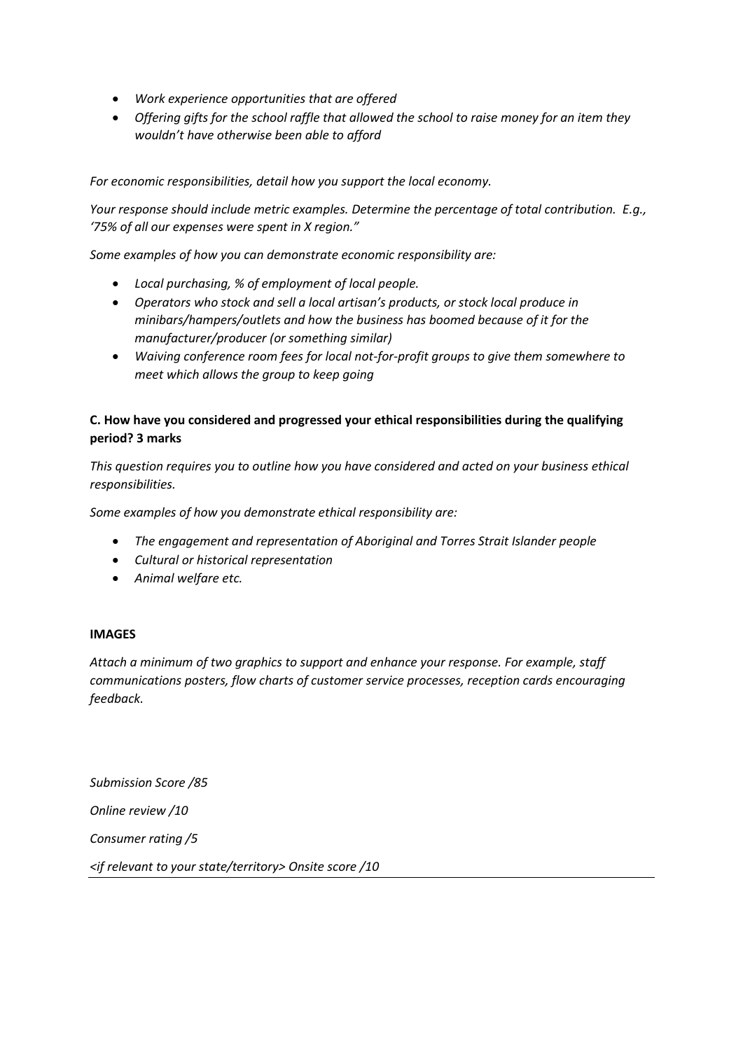- *Work experience opportunities that are offered*
- *Offering gifts for the school raffle that allowed the school to raise money for an item they wouldn't have otherwise been able to afford*

*For economic responsibilities, detail how you support the local economy.*

*Your response should include metric examples. Determine the percentage of total contribution. E.g., '75% of all our expenses were spent in X region."*

*Some examples of how you can demonstrate economic responsibility are:*

- *Local purchasing, % of employment of local people.*
- *Operators who stock and sell a local artisan's products, or stock local produce in minibars/hampers/outlets and how the business has boomed because of it for the manufacturer/producer (or something similar)*
- *Waiving conference room fees for local not-for-profit groups to give them somewhere to meet which allows the group to keep going*

**C. How have you considered and progressed your ethical responsibilities during the qualifying period? 3 marks**

*This question requires you to outline how you have considered and acted on your business ethical responsibilities.*

*Some examples of how you demonstrate ethical responsibility are:*

- *The engagement and representation of Aboriginal and Torres Strait Islander people*
- *Cultural or historical representation*
- *Animal welfare etc.*

**IMAGES**

*Attach a minimum of two graphics to support and enhance your response. For example, staff communications posters, flow charts of customer service processes, reception cards encouraging feedback.*

*Submission Score /85*

*Online review /10*

*Consumer rating /5*

*<if relevant to your state/territory> Onsite score /10*